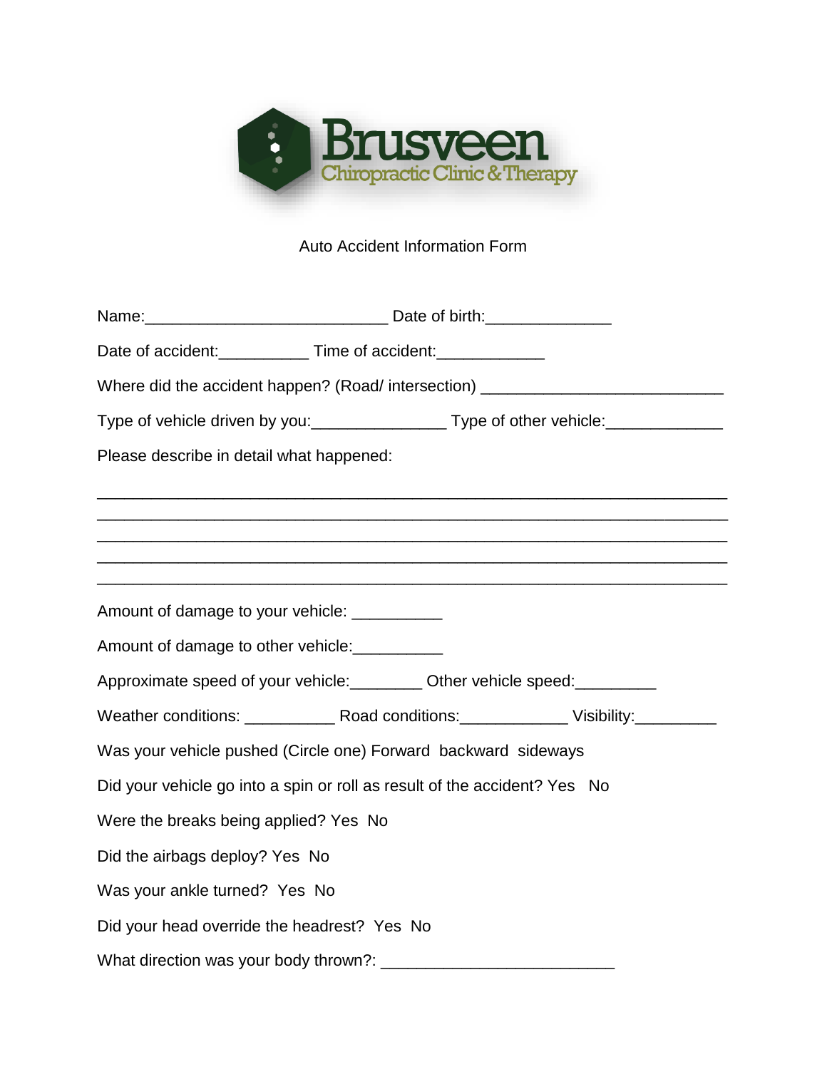# Brusveen

## Chiropractic Clinic & Therapy

Auto Accident Information Form

Name:___________________________ Date of birth:______________

Date of accident:__________ Time of accident:____________

Where did the accident happen? (Road/ intersection) ___________________________

Type of vehicle driven by you:_______________ Type of other vehicle:_____________

Please describe in detail what happened:

______________________________________________________________________
______________________________________________________________________
______________________________________________________________________
______________________________________________________________________
______________________________________________________________________

Amount of damage to your vehicle: __________

Amount of damage to other vehicle:__________

Approximate speed of your vehicle:________ Other vehicle speed:_________

Weather conditions: __________ Road conditions:____________ Visibility:_________

Was your vehicle pushed (Circle one) Forward backward sideways

Did your vehicle go into a spin or roll as result of the accident? Yes No

Were the breaks being applied? Yes No

Did the airbags deploy? Yes No

Was your ankle turned? Yes No

Did your head override the headrest? Yes No

What direction was your body thrown?: __________________________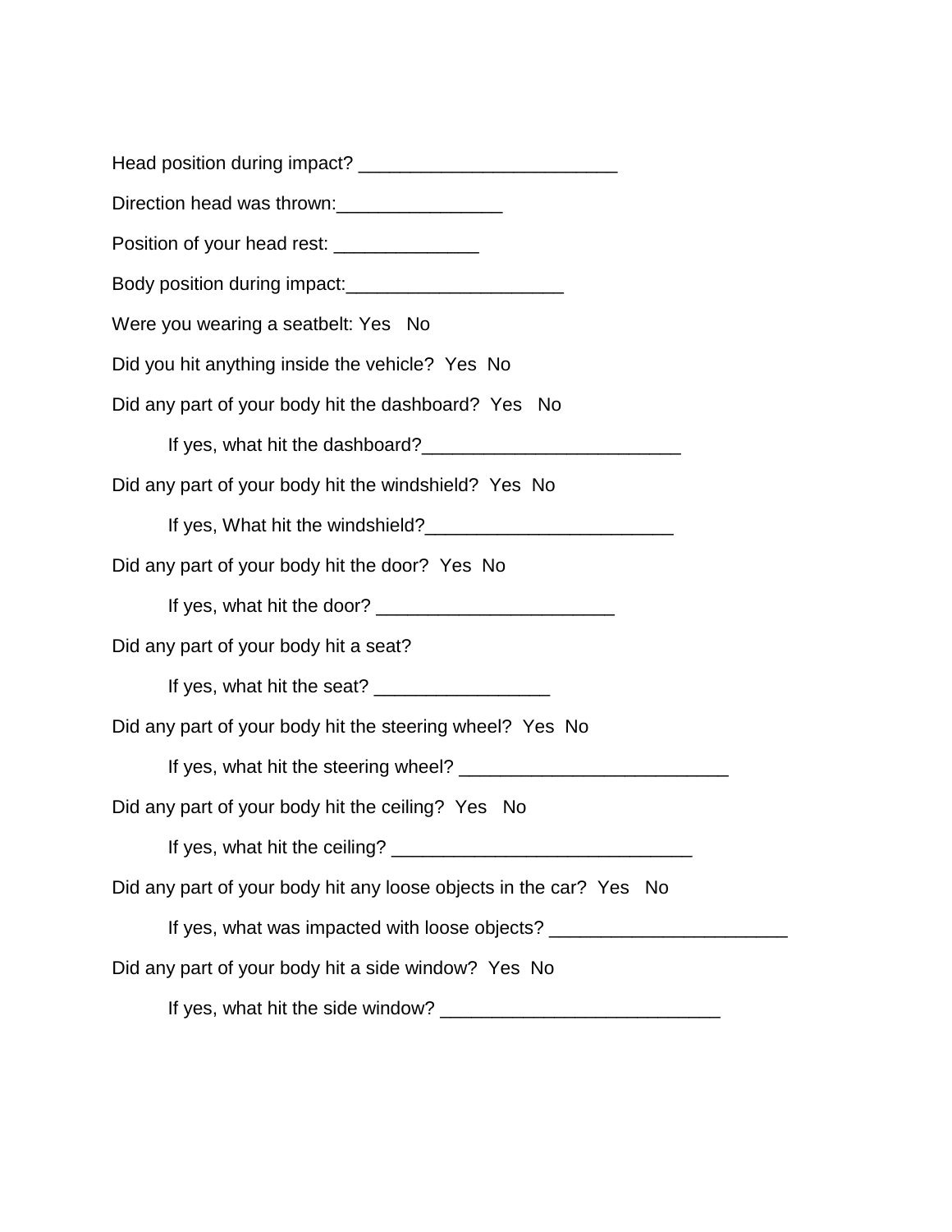Head position during impact? _________________________

Direction head was thrown:________________

Position of your head rest: ______________

Body position during impact:_____________________

Were you wearing a seatbelt: Yes No

Did you hit anything inside the vehicle? Yes No

Did any part of your body hit the dashboard? Yes No

    If yes, what hit the dashboard?_________________________

Did any part of your body hit the windshield? Yes No

    If yes, What hit the windshield?________________________

Did any part of your body hit the door? Yes No

    If yes, what hit the door? _______________________

Did any part of your body hit a seat?

    If yes, what hit the seat? _________________

Did any part of your body hit the steering wheel? Yes No

    If yes, what hit the steering wheel? __________________________

Did any part of your body hit the ceiling? Yes No

    If yes, what hit the ceiling? _____________________________

Did any part of your body hit any loose objects in the car? Yes No

    If yes, what was impacted with loose objects? _______________________

Did any part of your body hit a side window? Yes No

    If yes, what hit the side window? ___________________________